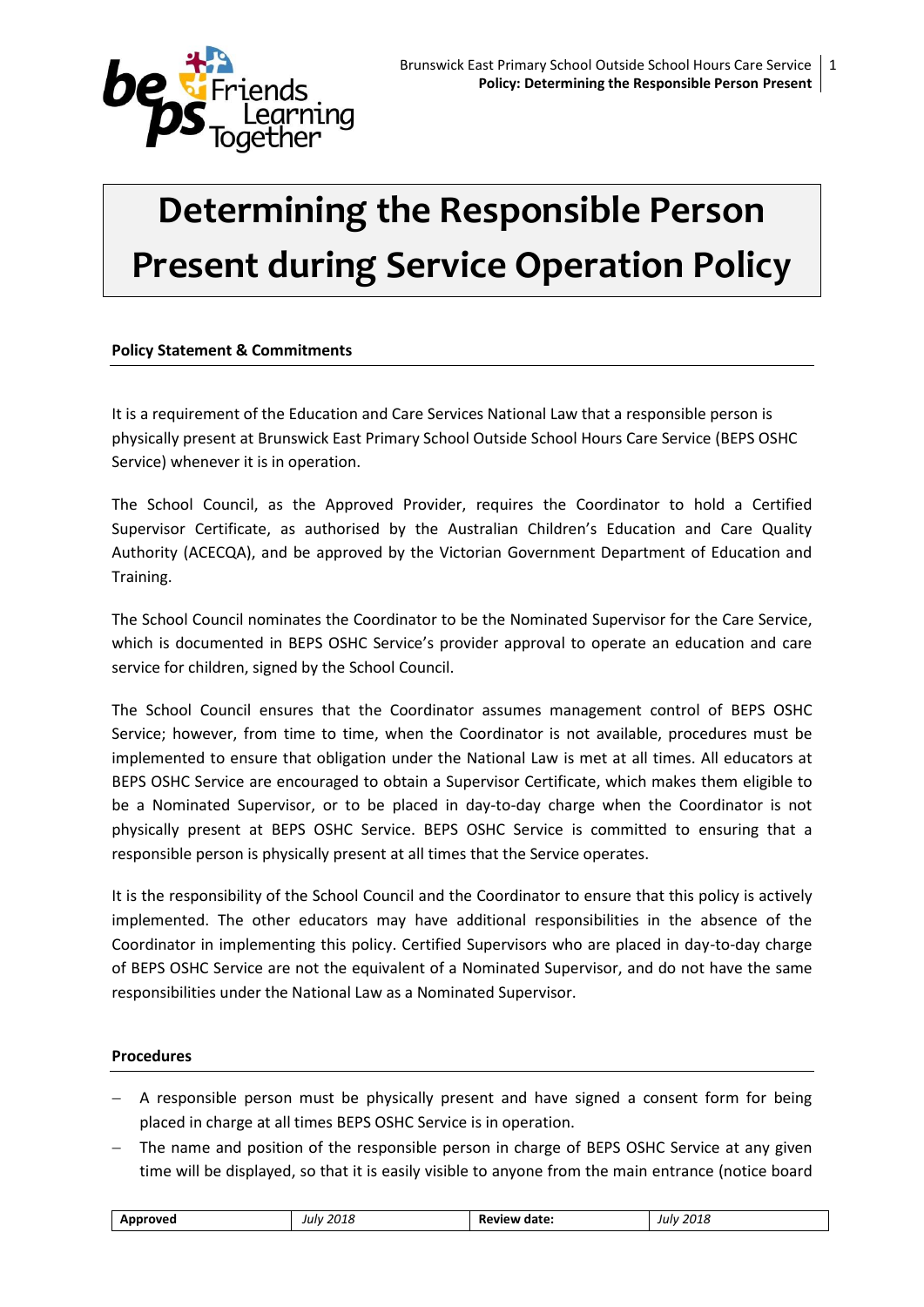# Determining the Responsible Person Present during Service Operation Policy

**Policy Statement & Commitments**

It is a requirement of the Education and Care Services National Law that a responsible person is physically present at Brunswick East Primary School Outside School Hours Care Service (BEPS OSHC Service) whenever it is in operation.

The School Council, as the Approved Provider, requires the Coordinator to hold a Certified Supervisor Certificate, as authorised by the Australian Children's Education and Care Quality Authority (ACECQA), and be approved by the Victorian Government Department of Education and Training.

The School Council nominates the Coordinator to be the Nominated Supervisor for the Care Service, which is documented in BEPS OSHC Service's provider approval to operate an education and care service for children, signed by the School Council.

The School Council ensures that the Coordinator assumes management control of BEPS OSHC Service; however, from time to time, when the Coordinator is not available, procedures must be implemented to ensure that obligation under the National Law is met at all times. All educators at BEPS OSHC Service are encouraged to obtain a Supervisor Certificate, which makes them eligible to be a Nominated Supervisor, or to be placed in day-to-day charge when the Coordinator is not physically present at BEPS OSHC Service. BEPS OSHC Service is committed to ensuring that a responsible person is physically present at all times that the Service operates.

It is the responsibility of the School Council and the Coordinator to ensure that this policy is actively implemented. The other educators may have additional responsibilities in the absence of the Coordinator in implementing this policy. Certified Supervisors who are placed in day-to-day charge of BEPS OSHC Service are not the equivalent of a Nominated Supervisor, and do not have the same responsibilities under the National Law as a Nominated Supervisor.

**Procedures**

- A responsible person must be physically present and have signed a consent form for being placed in charge at all times BEPS OSHC Service is in operation.
- The name and position of the responsible person in charge of BEPS OSHC Service at any given time will be displayed, so that it is easily visible to anyone from the main entrance (notice board

| Approved | July 2018 | Review date: | July 2018 |
|---|---|---|---|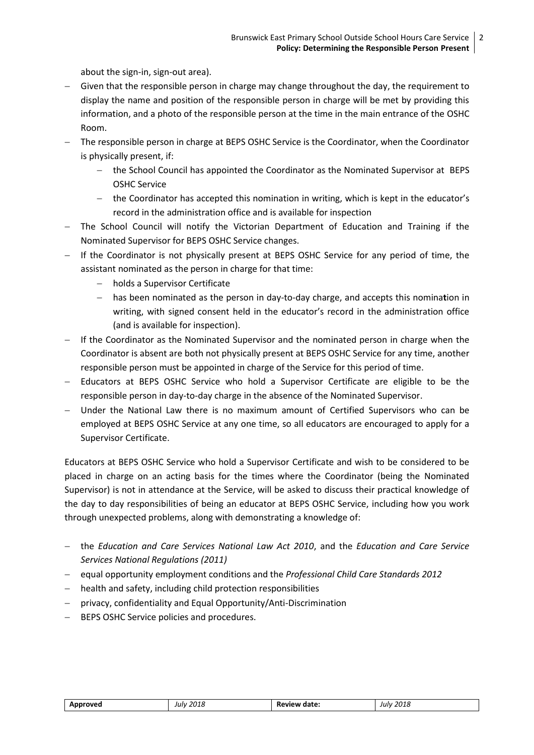about the sign-in, sign-out area).

- Given that the responsible person in charge may change throughout the day, the requirement to display the name and position of the responsible person in charge will be met by providing this information, and a photo of the responsible person at the time in the main entrance of the OSHC Room.
- The responsible person in charge at BEPS OSHC Service is the Coordinator, when the Coordinator is physically present, if:
  - the School Council has appointed the Coordinator as the Nominated Supervisor at BEPS OSHC Service
  - the Coordinator has accepted this nomination in writing, which is kept in the educator's record in the administration office and is available for inspection
- The School Council will notify the Victorian Department of Education and Training if the Nominated Supervisor for BEPS OSHC Service changes.
- If the Coordinator is not physically present at BEPS OSHC Service for any period of time, the assistant nominated as the person in charge for that time:
  - holds a Supervisor Certificate
  - has been nominated as the person in day-to-day charge, and accepts this nomination in writing, with signed consent held in the educator's record in the administration office (and is available for inspection).
- If the Coordinator as the Nominated Supervisor and the nominated person in charge when the Coordinator is absent are both not physically present at BEPS OSHC Service for any time, another responsible person must be appointed in charge of the Service for this period of time.
- Educators at BEPS OSHC Service who hold a Supervisor Certificate are eligible to be the responsible person in day-to-day charge in the absence of the Nominated Supervisor.
- Under the National Law there is no maximum amount of Certified Supervisors who can be employed at BEPS OSHC Service at any one time, so all educators are encouraged to apply for a Supervisor Certificate.

Educators at BEPS OSHC Service who hold a Supervisor Certificate and wish to be considered to be placed in charge on an acting basis for the times where the Coordinator (being the Nominated Supervisor) is not in attendance at the Service, will be asked to discuss their practical knowledge of the day to day responsibilities of being an educator at BEPS OSHC Service, including how you work through unexpected problems, along with demonstrating a knowledge of:

- the *Education and Care Services National Law Act 2010*, and the *Education and Care Service Services National Regulations (2011)*
- equal opportunity employment conditions and the *Professional Child Care Standards 2012*
- health and safety, including child protection responsibilities
- privacy, confidentiality and Equal Opportunity/Anti-Discrimination
- BEPS OSHC Service policies and procedures.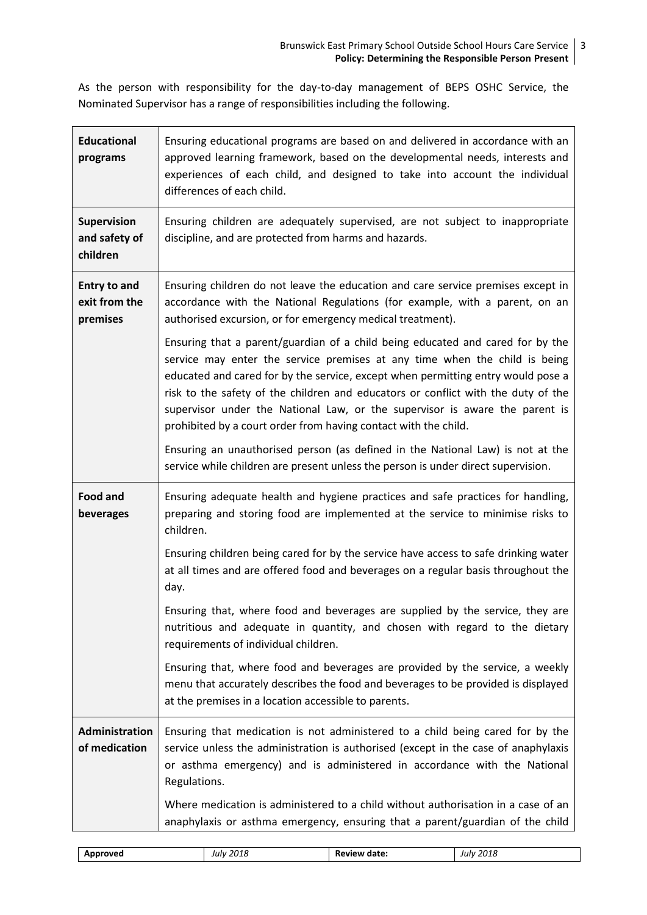As the person with responsibility for the day-to-day management of BEPS OSHC Service, the Nominated Supervisor has a range of responsibilities including the following.

| | |
|---|---|
| **Educational programs** | Ensuring educational programs are based on and delivered in accordance with an approved learning framework, based on the developmental needs, interests and experiences of each child, and designed to take into account the individual differences of each child. |
| **Supervision and safety of children** | Ensuring children are adequately supervised, are not subject to inappropriate discipline, and are protected from harms and hazards. |
| **Entry to and exit from the premises** | Ensuring children do not leave the education and care service premises except in accordance with the National Regulations (for example, with a parent, on an authorised excursion, or for emergency medical treatment).<br><br>Ensuring that a parent/guardian of a child being educated and cared for by the service may enter the service premises at any time when the child is being educated and cared for by the service, except when permitting entry would pose a risk to the safety of the children and educators or conflict with the duty of the supervisor under the National Law, or the supervisor is aware the parent is prohibited by a court order from having contact with the child.<br><br>Ensuring an unauthorised person (as defined in the National Law) is not at the service while children are present unless the person is under direct supervision. |
| **Food and beverages** | Ensuring adequate health and hygiene practices and safe practices for handling, preparing and storing food are implemented at the service to minimise risks to children.<br><br>Ensuring children being cared for by the service have access to safe drinking water at all times and are offered food and beverages on a regular basis throughout the day.<br><br>Ensuring that, where food and beverages are supplied by the service, they are nutritious and adequate in quantity, and chosen with regard to the dietary requirements of individual children.<br><br>Ensuring that, where food and beverages are provided by the service, a weekly menu that accurately describes the food and beverages to be provided is displayed at the premises in a location accessible to parents. |
| **Administration of medication** | Ensuring that medication is not administered to a child being cared for by the service unless the administration is authorised (except in the case of anaphylaxis or asthma emergency) and is administered in accordance with the National Regulations.<br><br>Where medication is administered to a child without authorisation in a case of an anaphylaxis or asthma emergency, ensuring that a parent/guardian of the child |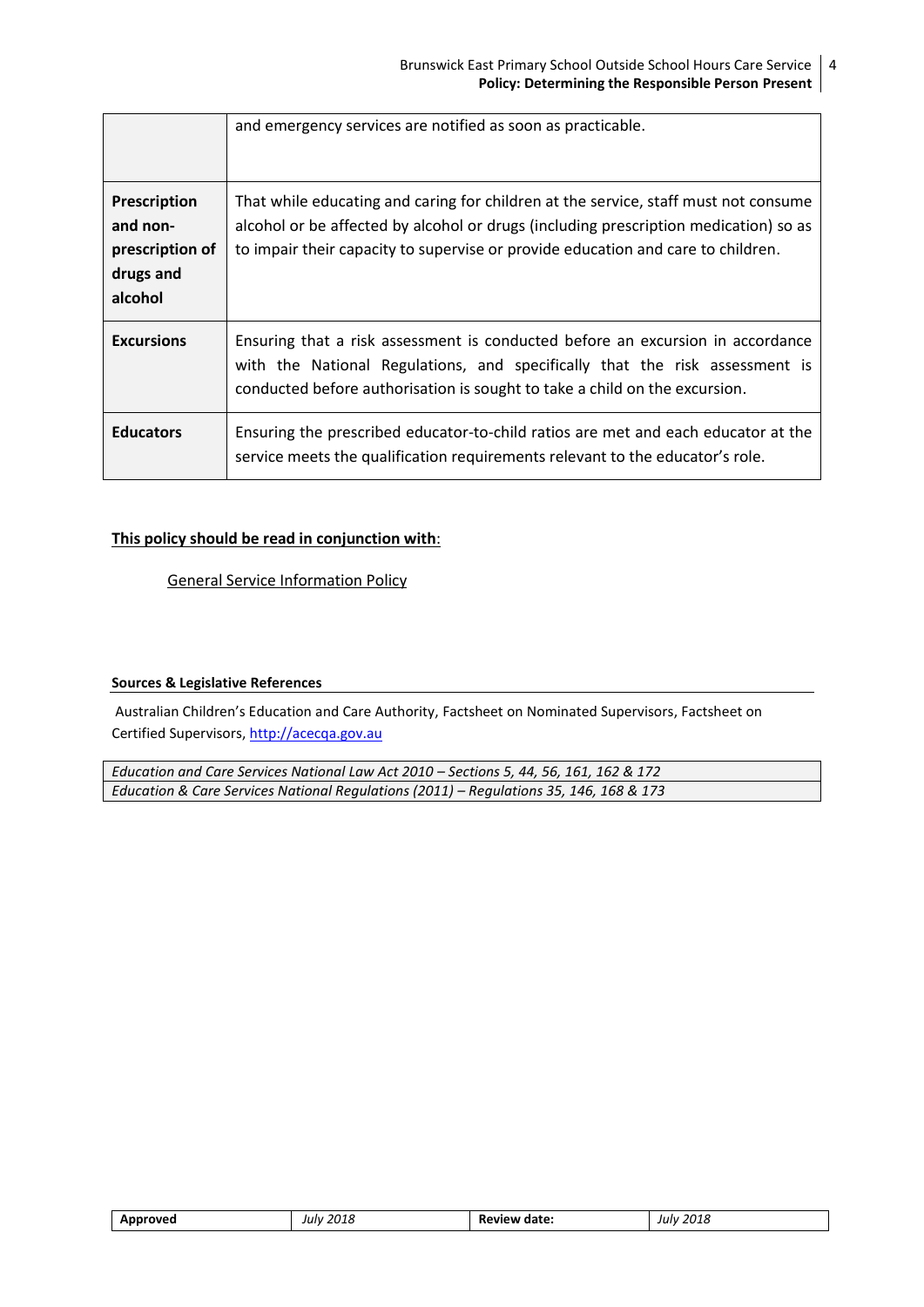| | |
|---|---|
| | and emergency services are notified as soon as practicable. |
| **Prescription and non-prescription of drugs and alcohol** | That while educating and caring for children at the service, staff must not consume alcohol or be affected by alcohol or drugs (including prescription medication) so as to impair their capacity to supervise or provide education and care to children. |
| **Excursions** | Ensuring that a risk assessment is conducted before an excursion in accordance with the National Regulations, and specifically that the risk assessment is conducted before authorisation is sought to take a child on the excursion. |
| **Educators** | Ensuring the prescribed educator-to-child ratios are met and each educator at the service meets the qualification requirements relevant to the educator's role. |

**This policy should be read in conjunction with**:

General Service Information Policy

**Sources & Legislative References**

Australian Children's Education and Care Authority, Factsheet on Nominated Supervisors, Factsheet on Certified Supervisors, http://acecqa.gov.au

*Education and Care Services National Law Act 2010 – Sections 5, 44, 56, 161, 162 & 172*

*Education & Care Services National Regulations (2011) – Regulations 35, 146, 168 & 173*

| | | | |
|---|---|---|---|
| **Approved** | *July 2018* | **Review date:** | *July 2018* |